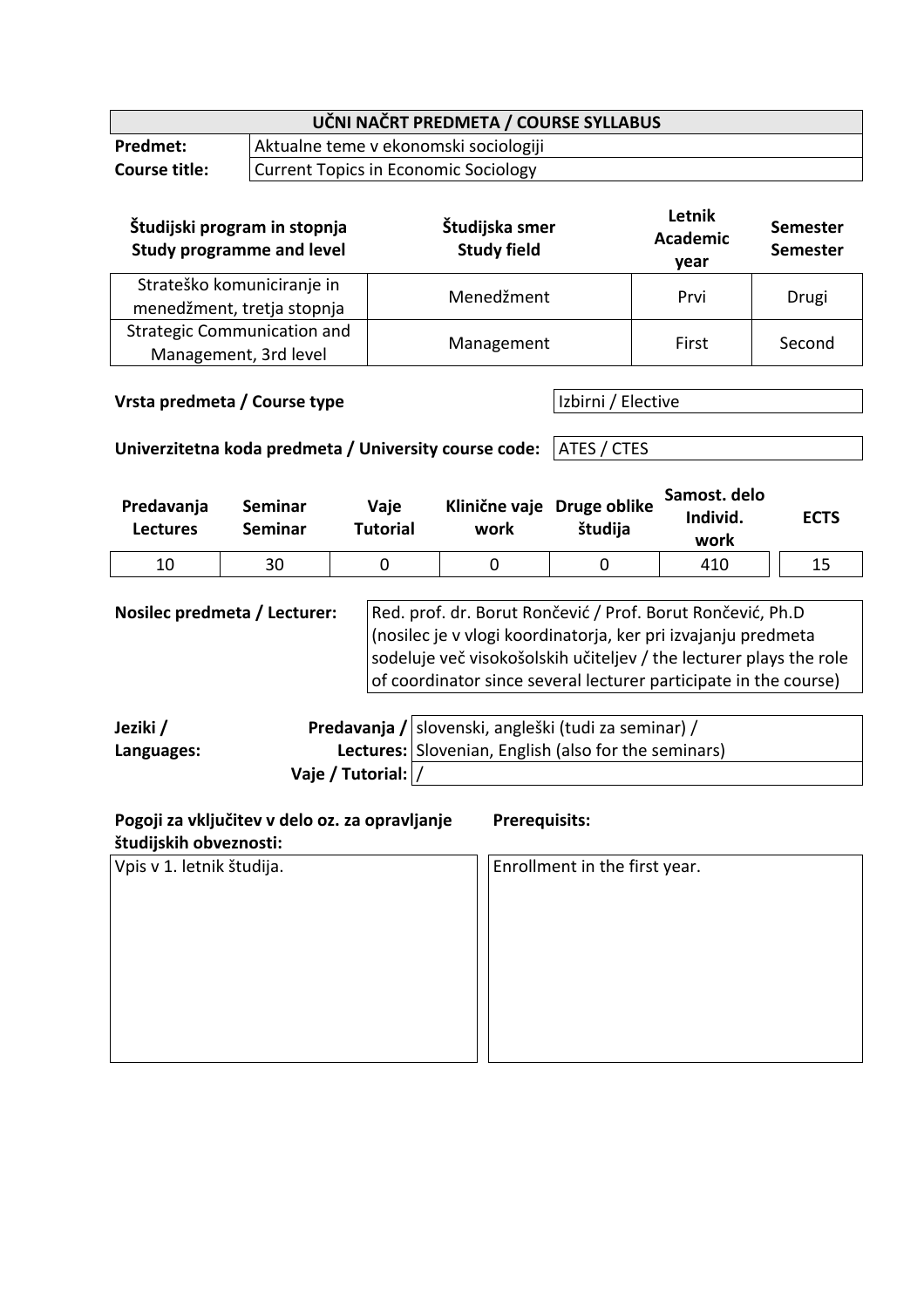| UČNI NAČRT PREDMETA / COURSE SYLLABUS | |
|---|---|
| **Predmet:** | Aktualne teme v ekonomski sociologiji |
| **Course title:** | Current Topics in Economic Sociology |

| Študijski program in stopnja Study programme and level | Študijska smer Study field | Letnik Academic year | Semester Semester |
|---|---|---|---|
| Strateško komuniciranje in menedžment, tretja stopnja | Menedžment | Prvi | Drugi |
| Strategic Communication and Management, 3rd level | Management | First | Second |

| **Vrsta predmeta / Course type** | Izbirni / Elective |
|---|---|
| **Univerzitetna koda predmeta / University course code:** | ATES / CTES |

| Predavanja Lectures | Seminar Seminar | Vaje Tutorial | Klinične vaje work | Druge oblike študija | Samost. delo Individ. work | ECTS |
|---|---|---|---|---|---|---|
| 10 | 30 | 0 | 0 | 0 | 410 | 15 |

| **Nosilec predmeta / Lecturer:** | Red. prof. dr. Borut Rončević / Prof. Borut Rončević, Ph.D (nosilec je v vlogi koordinatorja, ker pri izvajanju predmeta sodeluje več visokošolskih učiteljev / the lecturer plays the role of coordinator since several lecturer participate in the course) |
|---|---|

| **Jeziki / Languages:** | **Predavanja / Lectures:** | slovenski, angleški (tudi za seminar) / Slovenian, English (also for the seminars) |
|---|---|---|
| | **Vaje / Tutorial:** | / |

| **Pogoji za vključitev v delo oz. za opravljanje študijskih obveznosti:** | **Prerequisits:** |
|---|---|
| Vpis v 1. letnik študija. | Enrollment in the first year. |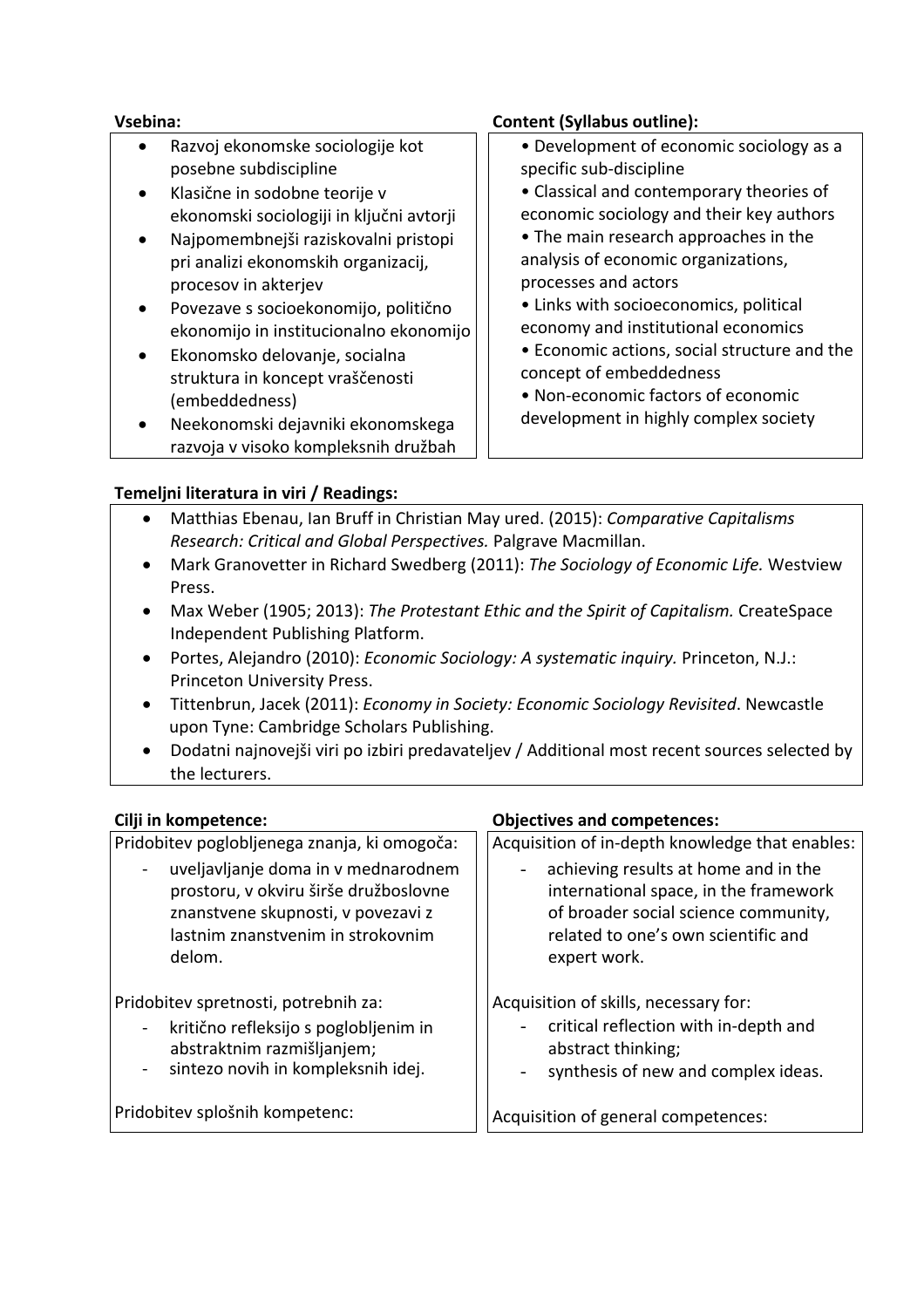| Vsebina: | Content (Syllabus outline): |
| --- | --- |
| • Razvoj ekonomske sociologije kot posebne subdiscipline<br>• Klasične in sodobne teorije v ekonomski sociologiji in ključni avtorji<br>• Najpomembnejši raziskovalni pristopi pri analizi ekonomskih organizacij, procesov in akterjev<br>• Povezave s socioekonomijo, politično ekonomijo in institucionalno ekonomijo<br>• Ekonomsko delovanje, socialna struktura in koncept vraščenosti (embeddedness)<br>• Neekonomski dejavniki ekonomskega razvoja v visoko kompleksnih družbah | • Development of economic sociology as a specific sub-discipline<br>• Classical and contemporary theories of economic sociology and their key authors<br>• The main research approaches in the analysis of economic organizations, processes and actors<br>• Links with socioeconomics, political economy and institutional economics<br>• Economic actions, social structure and the concept of embeddedness<br>• Non-economic factors of economic development in highly complex society |

**Temeljni literatura in viri / Readings:**

- Matthias Ebenau, Ian Bruff in Christian May ured. (2015): *Comparative Capitalisms Research: Critical and Global Perspectives.* Palgrave Macmillan.
- Mark Granovetter in Richard Swedberg (2011): *The Sociology of Economic Life.* Westview Press.
- Max Weber (1905; 2013): *The Protestant Ethic and the Spirit of Capitalism.* CreateSpace Independent Publishing Platform.
- Portes, Alejandro (2010): *Economic Sociology: A systematic inquiry.* Princeton, N.J.: Princeton University Press.
- Tittenbrun, Jacek (2011): *Economy in Society: Economic Sociology Revisited*. Newcastle upon Tyne: Cambridge Scholars Publishing.
- Dodatni najnovejši viri po izbiri predavateljev / Additional most recent sources selected by the lecturers.

| Cilji in kompetence: | Objectives and competences: |
| --- | --- |
| Pridobitev poglobljenega znanja, ki omogoča:<br>- uveljavljanje doma in v mednarodnem prostoru, v okviru širše družboslovne znanstvene skupnosti, v povezavi z lastnim znanstvenim in strokovnim delom.<br><br>Pridobitev spretnosti, potrebnih za:<br>- kritično refleksijo s poglobljenim in abstraktnim razmišljanjem;<br>- sintezo novih in kompleksnih idej.<br><br>Pridobitev splošnih kompetenc: | Acquisition of in-depth knowledge that enables:<br>- achieving results at home and in the international space, in the framework of broader social science community, related to one's own scientific and expert work.<br><br>Acquisition of skills, necessary for:<br>- critical reflection with in-depth and abstract thinking;<br>- synthesis of new and complex ideas.<br><br>Acquisition of general competences: |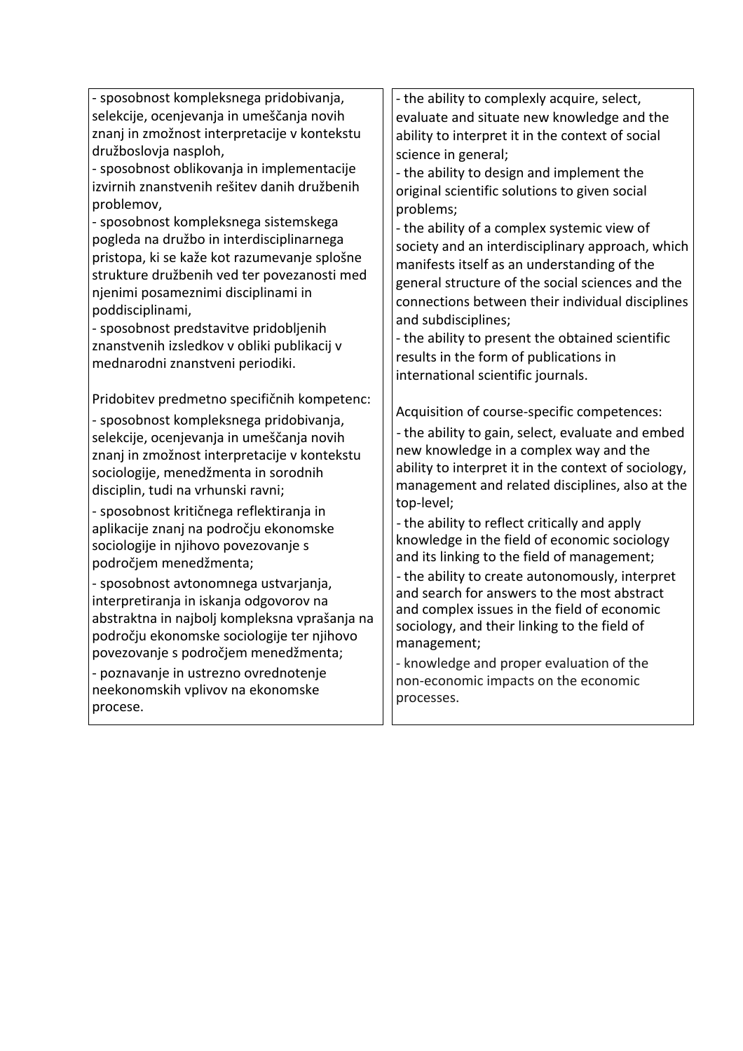| | |
|---|---|
| - sposobnost kompleksnega pridobivanja, selekcije, ocenjevanja in umeščanja novih znanj in zmožnost interpretacije v kontekstu družboslovja nasploh,<br>- sposobnost oblikovanja in implementacije izvirnih znanstvenih rešitev danih družbenih problemov,<br>- sposobnost kompleksnega sistemskega pogleda na družbo in interdisciplinarnega pristopa, ki se kaže kot razumevanje splošne strukture družbenih ved ter povezanosti med njenimi posameznimi disciplinami in poddisciplinami,<br>- sposobnost predstavitve pridobljenih znanstvenih izsledkov v obliki publikacij v mednarodni znanstveni periodiki.<br><br>Pridobitev predmetno specifičnih kompetenc:<br>- sposobnost kompleksnega pridobivanja, selekcije, ocenjevanja in umeščanja novih znanj in zmožnost interpretacije v kontekstu sociologije, menedžmenta in sorodnih disciplin, tudi na vrhunski ravni;<br>- sposobnost kritičnega reflektiranja in aplikacije znanj na področju ekonomske sociologije in njihovo povezovanje s področjem menedžmenta;<br>- sposobnost avtonomnega ustvarjanja, interpretiranja in iskanja odgovorov na abstraktna in najbolj kompleksna vprašanja na področju ekonomske sociologije ter njihovo povezovanje s področjem menedžmenta;<br>- poznavanje in ustrezno ovrednotenje neekonomskih vplivov na ekonomske procese. | - the ability to complexly acquire, select, evaluate and situate new knowledge and the ability to interpret it in the context of social science in general;<br>- the ability to design and implement the original scientific solutions to given social problems;<br>- the ability of a complex systemic view of society and an interdisciplinary approach, which manifests itself as an understanding of the general structure of the social sciences and the connections between their individual disciplines and subdisciplines;<br>- the ability to present the obtained scientific results in the form of publications in international scientific journals.<br><br>Acquisition of course-specific competences:<br>- the ability to gain, select, evaluate and embed new knowledge in a complex way and the ability to interpret it in the context of sociology, management and related disciplines, also at the top-level;<br>- the ability to reflect critically and apply knowledge in the field of economic sociology and its linking to the field of management;<br>- the ability to create autonomously, interpret and search for answers to the most abstract and complex issues in the field of economic sociology, and their linking to the field of management;<br>- knowledge and proper evaluation of the non-economic impacts on the economic processes. |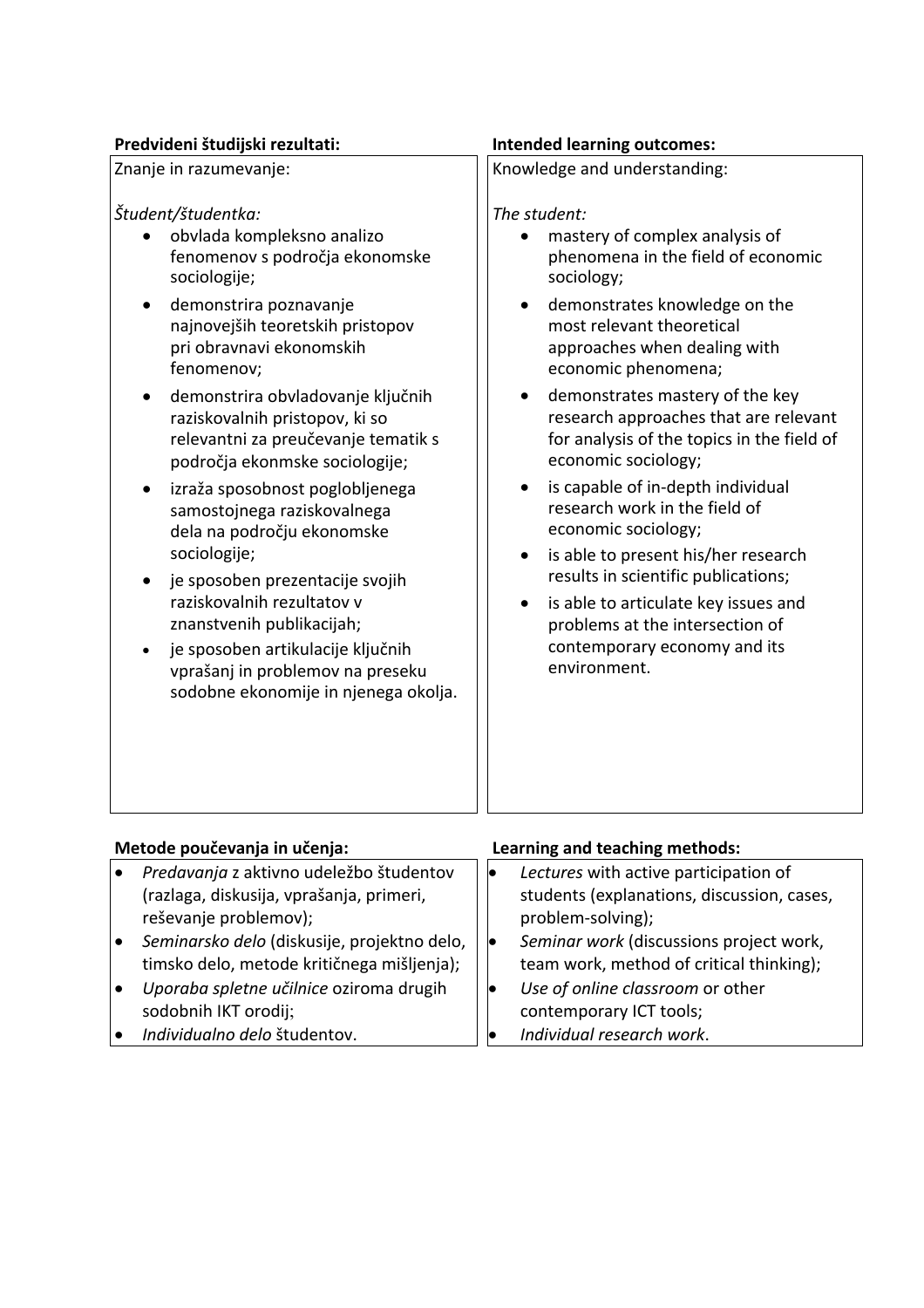| Predvideni študijski rezultati: | Intended learning outcomes: |
| --- | --- |
| Znanje in razumevanje:<br><br>*Študent/študentka:*<br>• obvlada kompleksno analizo fenomenov s področja ekonomske sociologije;<br>• demonstrira poznavanje najnovejših teoretskih pristopov pri obravnavi ekonomskih fenomenov;<br>• demonstrira obvladovanje ključnih raziskovalnih pristopov, ki so relevantni za preučevanje tematik s področja ekonmske sociologije;<br>• izraža sposobnost poglobljenega samostojnega raziskovalnega dela na področju ekonomske sociologije;<br>• je sposoben prezentacije svojih raziskovalnih rezultatov v znanstvenih publikacijah;<br>• je sposoben artikulacije ključnih vprašanj in problemov na preseku sodobne ekonomije in njenega okolja. | Knowledge and understanding:<br><br>*The student:*<br>• mastery of complex analysis of phenomena in the field of economic sociology;<br>• demonstrates knowledge on the most relevant theoretical approaches when dealing with economic phenomena;<br>• demonstrates mastery of the key research approaches that are relevant for analysis of the topics in the field of economic sociology;<br>• is capable of in-depth individual research work in the field of economic sociology;<br>• is able to present his/her research results in scientific publications;<br>• is able to articulate key issues and problems at the intersection of contemporary economy and its environment. |

| Metode poučevanja in učenja: | Learning and teaching methods: |
| --- | --- |
| • *Predavanja* z aktivno udeležbo študentov (razlaga, diskusija, vprašanja, primeri, reševanje problemov);<br>• *Seminarsko delo* (diskusije, projektno delo, timsko delo, metode kritičnega mišljenja);<br>• *Uporaba spletne učilnice* oziroma drugih sodobnih IKT orodij;<br>• *Individualno delo* študentov. | • *Lectures* with active participation of students (explanations, discussion, cases, problem-solving);<br>• *Seminar work* (discussions project work, team work, method of critical thinking);<br>• *Use of online classroom* or other contemporary ICT tools;<br>• *Individual research work*. |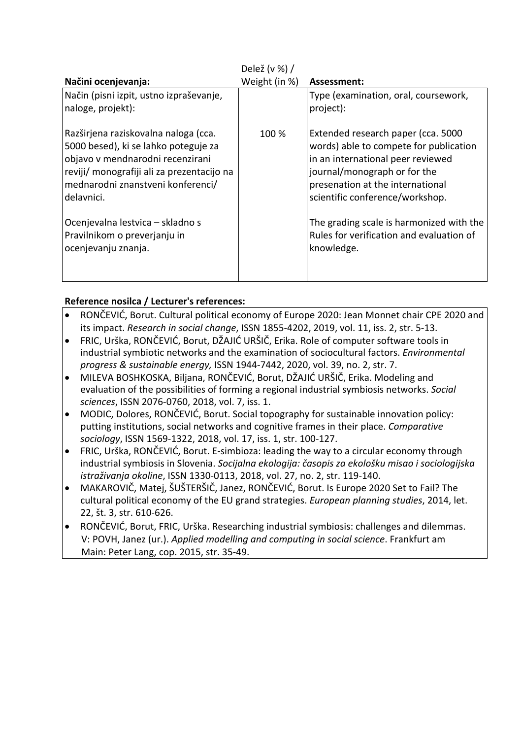| Načini ocenjevanja: | Delež (v %) / Weight (in %) | Assessment: |
| --- | --- | --- |
| Način (pisni izpit, ustno izpraševanje, naloge, projekt):<br><br>Razširjena raziskovalna naloga (cca. 5000 besed), ki se lahko poteguje za objavo v mendnarodni recenzirani reviji/ monografiji ali za prezentacijo na mednarodni znanstveni konferenci/ delavnici.<br><br>Ocenjevalna lestvica – skladno s Pravilnikom o preverjanju in ocenjevanju znanja. | 100 % | Type (examination, oral, coursework, project):<br><br>Extended research paper (cca. 5000 words) able to compete for publication in an international peer reviewed journal/monograph or for the presenation at the international scientific conference/workshop.<br><br>The grading scale is harmonized with the Rules for verification and evaluation of knowledge. |

**Reference nosilca / Lecturer's references:**

- RONČEVIĆ, Borut. Cultural political economy of Europe 2020: Jean Monnet chair CPE 2020 and its impact. *Research in social change*, ISSN 1855-4202, 2019, vol. 11, iss. 2, str. 5-13.
- FRIC, Urška, RONČEVIĆ, Borut, DŽAJIĆ URŠIČ, Erika. Role of computer software tools in industrial symbiotic networks and the examination of sociocultural factors. *Environmental progress & sustainable energy,* ISSN 1944-7442, 2020, vol. 39, no. 2, str. 7.
- MILEVA BOSHKOSKA, Biljana, RONČEVIĆ, Borut, DŽAJIĆ URŠIČ, Erika. Modeling and evaluation of the possibilities of forming a regional industrial symbiosis networks. *Social sciences*, ISSN 2076-0760, 2018, vol. 7, iss. 1.
- MODIC, Dolores, RONČEVIĆ, Borut. Social topography for sustainable innovation policy: putting institutions, social networks and cognitive frames in their place. *Comparative sociology*, ISSN 1569-1322, 2018, vol. 17, iss. 1, str. 100-127.
- FRIC, Urška, RONČEVIĆ, Borut. E-simbioza: leading the way to a circular economy through industrial symbiosis in Slovenia. *Socijalna ekologija: časopis za ekološku misao i sociologijska istraživanja okoline*, ISSN 1330-0113, 2018, vol. 27, no. 2, str. 119-140.
- MAKAROVIČ, Matej, ŠUŠTERŠIČ, Janez, RONČEVIĆ, Borut. Is Europe 2020 Set to Fail? The cultural political economy of the EU grand strategies. *European planning studies*, 2014, let. 22, št. 3, str. 610-626.
- RONČEVIĆ, Borut, FRIC, Urška. Researching industrial symbiosis: challenges and dilemmas. V: POVH, Janez (ur.). *Applied modelling and computing in social science*. Frankfurt am Main: Peter Lang, cop. 2015, str. 35-49.